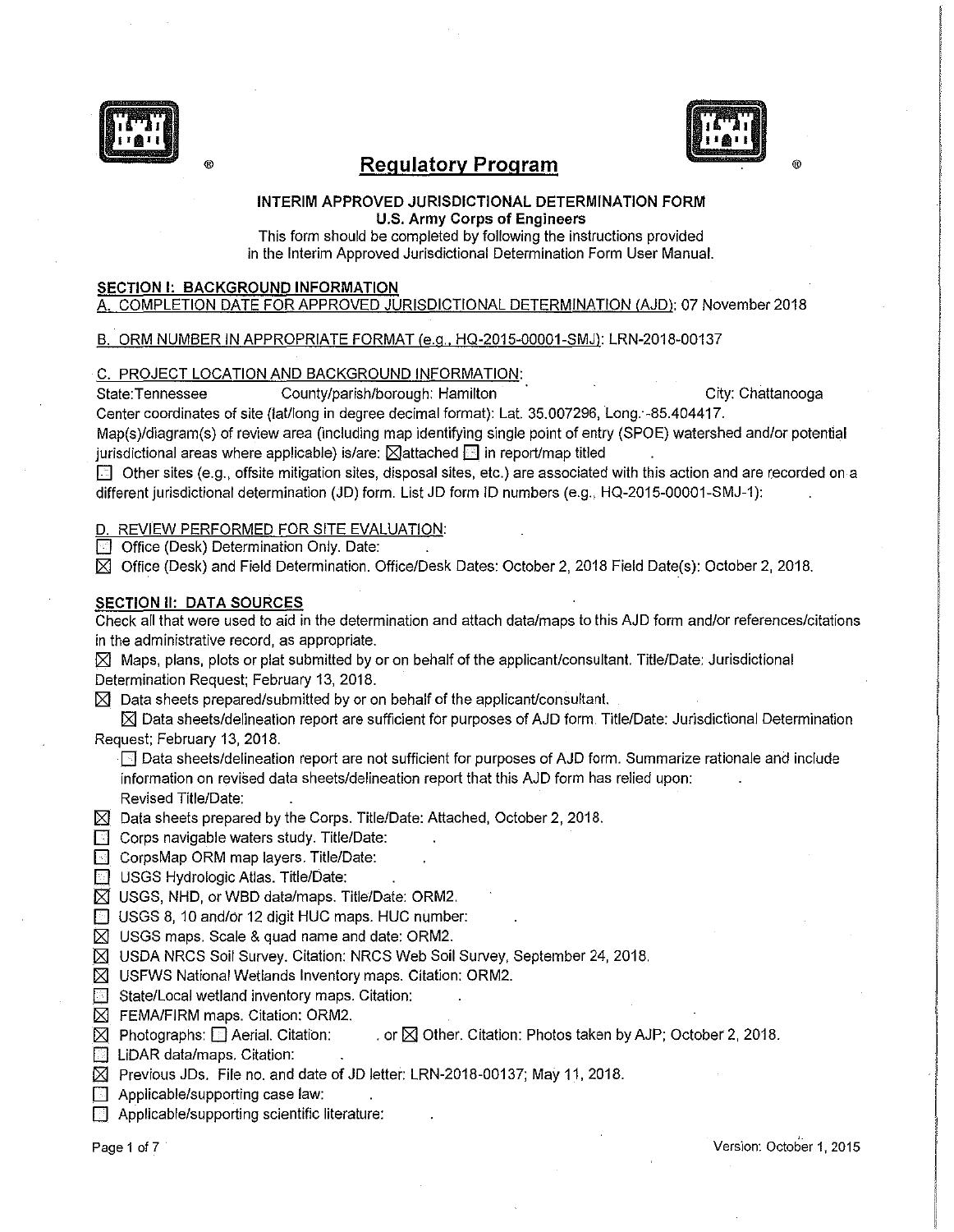# Regulatory Program

**INTERIM APPROVED JURISDICTIONAL DETERMINATION FORM**
**U.S. Army Corps of Engineers**

This form should be completed by following the instructions provided in the Interim Approved Jurisdictional Determination Form User Manual.

## SECTION I: BACKGROUND INFORMATION

A. COMPLETION DATE FOR APPROVED JURISDICTIONAL DETERMINATION (AJD): 07 November 2018

B. ORM NUMBER IN APPROPRIATE FORMAT (e.g., HQ-2015-00001-SMJ): LRN-2018-00137

C. PROJECT LOCATION AND BACKGROUND INFORMATION:

State:Tennessee County/parish/borough: Hamilton City: Chattanooga

Center coordinates of site (lat/long in degree decimal format): Lat. 35.007296, Long. -85.404417.

Map(s)/diagram(s) of review area (including map identifying single point of entry (SPOE) watershed and/or potential jurisdictional areas where applicable) is/are: ☒attached ☐ in report/map titled .

☐ Other sites (e.g., offsite mitigation sites, disposal sites, etc.) are associated with this action and are recorded on a different jurisdictional determination (JD) form. List JD form ID numbers (e.g., HQ-2015-00001-SMJ-1): .

D. REVIEW PERFORMED FOR SITE EVALUATION:

☐ Office (Desk) Determination Only. Date: .

☒ Office (Desk) and Field Determination. Office/Desk Dates: October 2, 2018 Field Date(s): October 2, 2018.

## SECTION II: DATA SOURCES

Check all that were used to aid in the determination and attach data/maps to this AJD form and/or references/citations in the administrative record, as appropriate.

☒ Maps, plans, plots or plat submitted by or on behalf of the applicant/consultant. Title/Date: Jurisdictional Determination Request; February 13, 2018.

☒ Data sheets prepared/submitted by or on behalf of the applicant/consultant.

- ☒ Data sheets/delineation report are sufficient for purposes of AJD form. Title/Date: Jurisdictional Determination Request; February 13, 2018.
- ☐ Data sheets/delineation report are not sufficient for purposes of AJD form. Summarize rationale and include information on revised data sheets/delineation report that this AJD form has relied upon: .
  Revised Title/Date: .

☒ Data sheets prepared by the Corps. Title/Date: Attached, October 2, 2018.

☐ Corps navigable waters study. Title/Date: .

☐ CorpsMap ORM map layers. Title/Date: .

☐ USGS Hydrologic Atlas. Title/Date: .

☒ USGS, NHD, or WBD data/maps. Title/Date: ORM2.

☐ USGS 8, 10 and/or 12 digit HUC maps. HUC number: .

☒ USGS maps. Scale & quad name and date: ORM2.

☒ USDA NRCS Soil Survey. Citation: NRCS Web Soil Survey, September 24, 2018.

☒ USFWS National Wetlands Inventory maps. Citation: ORM2.

☐ State/Local wetland inventory maps. Citation: .

☒ FEMA/FIRM maps. Citation: ORM2.

☒ Photographs: ☐ Aerial. Citation: . or ☒ Other. Citation: Photos taken by AJP; October 2, 2018.

☐ LiDAR data/maps. Citation: .

☒ Previous JDs. File no. and date of JD letter: LRN-2018-00137; May 11, 2018.

☐ Applicable/supporting case law: .

☐ Applicable/supporting scientific literature: .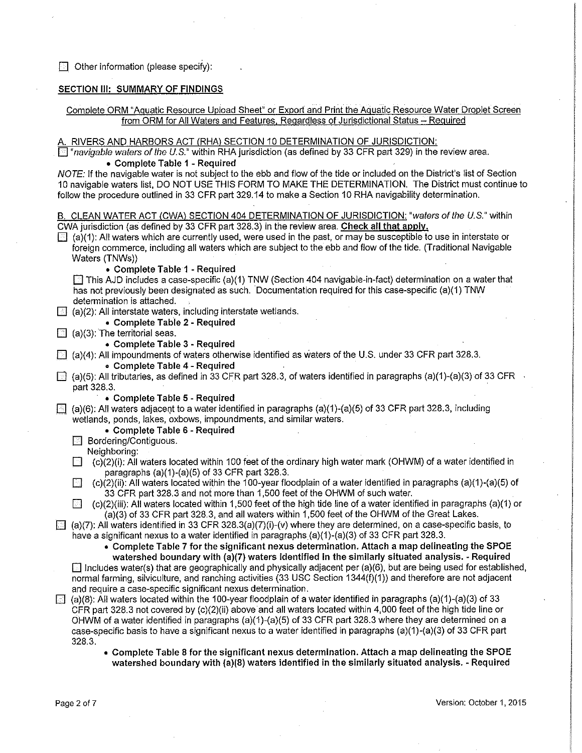☐ Other information (please specify):

**SECTION III: SUMMARY OF FINDINGS**

Complete ORM "Aquatic Resource Upload Sheet" or Export and Print the Aquatic Resource Water Droplet Screen from ORM for All Waters and Features, Regardless of Jurisdictional Status – Required

A. RIVERS AND HARBORS ACT (RHA) SECTION 10 DETERMINATION OF JURISDICTION:

☐ "*navigable waters of the U.S.*" within RHA jurisdiction (as defined by 33 CFR part 329) in the review area.

- **Complete Table 1 - Required**

*NOTE:* If the navigable water is not subject to the ebb and flow of the tide or included on the District's list of Section 10 navigable waters list, DO NOT USE THIS FORM TO MAKE THE DETERMINATION. The District must continue to follow the procedure outlined in 33 CFR part 329.14 to make a Section 10 RHA navigability determination.

B. CLEAN WATER ACT (CWA) SECTION 404 DETERMINATION OF JURISDICTION: "*waters of the U.S.*" within CWA jurisdiction (as defined by 33 CFR part 328.3) in the review area. **Check all that apply.**

☐ (a)(1): All waters which are currently used, were used in the past, or may be susceptible to use in interstate or foreign commerce, including all waters which are subject to the ebb and flow of the tide. (Traditional Navigable Waters (TNWs))

- **Complete Table 1 - Required**

☐ This AJD includes a case-specific (a)(1) TNW (Section 404 navigable-in-fact) determination on a water that has not previously been designated as such. Documentation required for this case-specific (a)(1) TNW determination is attached.

☐ (a)(2): All interstate waters, including interstate wetlands.

- **Complete Table 2 - Required**

☐ (a)(3): The territorial seas.

- **Complete Table 3 - Required**

☐ (a)(4): All impoundments of waters otherwise identified as waters of the U.S. under 33 CFR part 328.3.

- **Complete Table 4 - Required**

☐ (a)(5): All tributaries, as defined in 33 CFR part 328.3, of waters identified in paragraphs (a)(1)-(a)(3) of 33 CFR part 328.3.

- **Complete Table 5 - Required**

☐ (a)(6): All waters adjacent to a water identified in paragraphs (a)(1)-(a)(5) of 33 CFR part 328.3, including wetlands, ponds, lakes, oxbows, impoundments, and similar waters.

- **Complete Table 6 - Required**

☐ Bordering/Contiguous.

Neighboring:

☐ (c)(2)(i): All waters located within 100 feet of the ordinary high water mark (OHWM) of a water identified in paragraphs (a)(1)-(a)(5) of 33 CFR part 328.3.

☐ (c)(2)(ii): All waters located within the 100-year floodplain of a water identified in paragraphs (a)(1)-(a)(5) of 33 CFR part 328.3 and not more than 1,500 feet of the OHWM of such water.

☐ (c)(2)(iii): All waters located within 1,500 feet of the high tide line of a water identified in paragraphs (a)(1) or (a)(3) of 33 CFR part 328.3, and all waters within 1,500 feet of the OHWM of the Great Lakes.

☐ (a)(7): All waters identified in 33 CFR 328.3(a)(7)(i)-(v) where they are determined, on a case-specific basis, to have a significant nexus to a water identified in paragraphs (a)(1)-(a)(3) of 33 CFR part 328.3.

- **Complete Table 7 for the significant nexus determination. Attach a map delineating the SPOE watershed boundary with (a)(7) waters identified in the similarly situated analysis. - Required**

☐ Includes water(s) that are geographically and physically adjacent per (a)(6), but are being used for established, normal farming, silviculture, and ranching activities (33 USC Section 1344(f)(1)) and therefore are not adjacent and require a case-specific significant nexus determination.

☐ (a)(8): All waters located within the 100-year floodplain of a water identified in paragraphs (a)(1)-(a)(3) of 33 CFR part 328.3 not covered by (c)(2)(ii) above and all waters located within 4,000 feet of the high tide line or OHWM of a water identified in paragraphs (a)(1)-(a)(5) of 33 CFR part 328.3 where they are determined on a case-specific basis to have a significant nexus to a water identified in paragraphs (a)(1)-(a)(3) of 33 CFR part 328.3.

- **Complete Table 8 for the significant nexus determination. Attach a map delineating the SPOE watershed boundary with (a)(8) waters identified in the similarly situated analysis. - Required**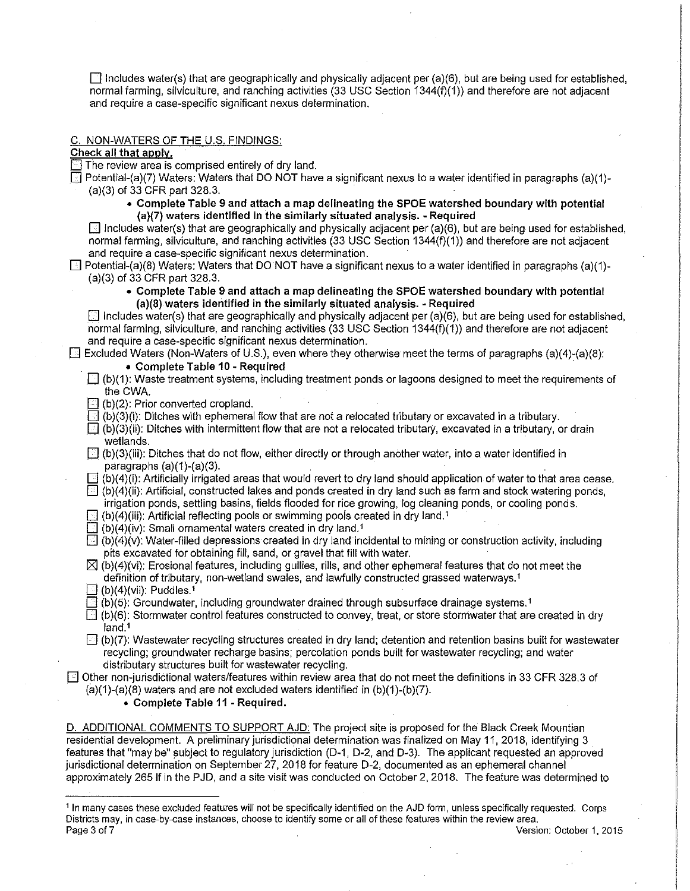☐ Includes water(s) that are geographically and physically adjacent per (a)(6), but are being used for established, normal farming, silviculture, and ranching activities (33 USC Section 1344(f)(1)) and therefore are not adjacent and require a case-specific significant nexus determination.

## C. NON-WATERS OF THE U.S. FINDINGS:

**Check all that apply.**

☐ The review area is comprised entirely of dry land.

☐ Potential-(a)(7) Waters: Waters that DO NOT have a significant nexus to a water identified in paragraphs (a)(1)-(a)(3) of 33 CFR part 328.3.

- **Complete Table 9 and attach a map delineating the SPOE watershed boundary with potential (a)(7) waters identified in the similarly situated analysis. - Required**

☐ Includes water(s) that are geographically and physically adjacent per (a)(6), but are being used for established, normal farming, silviculture, and ranching activities (33 USC Section 1344(f)(1)) and therefore are not adjacent and require a case-specific significant nexus determination.

☐ Potential-(a)(8) Waters: Waters that DO NOT have a significant nexus to a water identified in paragraphs (a)(1)-(a)(3) of 33 CFR part 328.3.

- **Complete Table 9 and attach a map delineating the SPOE watershed boundary with potential (a)(8) waters identified in the similarly situated analysis. - Required**

☐ Includes water(s) that are geographically and physically adjacent per (a)(6), but are being used for established, normal farming, silviculture, and ranching activities (33 USC Section 1344(f)(1)) and therefore are not adjacent and require a case-specific significant nexus determination.

☐ Excluded Waters (Non-Waters of U.S.), even where they otherwise meet the terms of paragraphs (a)(4)-(a)(8):

- **Complete Table 10 - Required**

☐ (b)(1): Waste treatment systems, including treatment ponds or lagoons designed to meet the requirements of the CWA.

☐ (b)(2): Prior converted cropland.

☐ (b)(3)(i): Ditches with ephemeral flow that are not a relocated tributary or excavated in a tributary.

☐ (b)(3)(ii): Ditches with intermittent flow that are not a relocated tributary, excavated in a tributary, or drain wetlands.

☐ (b)(3)(iii): Ditches that do not flow, either directly or through another water, into a water identified in paragraphs (a)(1)-(a)(3).

☐ (b)(4)(i): Artificially irrigated areas that would revert to dry land should application of water to that area cease.

☐ (b)(4)(ii): Artificial, constructed lakes and ponds created in dry land such as farm and stock watering ponds, irrigation ponds, settling basins, fields flooded for rice growing, log cleaning ponds, or cooling ponds.

☐ (b)(4)(iii): Artificial reflecting pools or swimming pools created in dry land.[1]

☐ (b)(4)(iv): Small ornamental waters created in dry land.[1]

☐ (b)(4)(v): Water-filled depressions created in dry land incidental to mining or construction activity, including pits excavated for obtaining fill, sand, or gravel that fill with water.

☒ (b)(4)(vi): Erosional features, including gullies, rills, and other ephemeral features that do not meet the definition of tributary, non-wetland swales, and lawfully constructed grassed waterways.[1]

☐ (b)(4)(vii): Puddles.[1]

☐ (b)(5): Groundwater, including groundwater drained through subsurface drainage systems.[1]

☐ (b)(6): Stormwater control features constructed to convey, treat, or store stormwater that are created in dry land.[1]

☐ (b)(7): Wastewater recycling structures created in dry land; detention and retention basins built for wastewater recycling; groundwater recharge basins; percolation ponds built for wastewater recycling; and water distributary structures built for wastewater recycling.

☐ Other non-jurisdictional waters/features within review area that do not meet the definitions in 33 CFR 328.3 of (a)(1)-(a)(8) waters and are not excluded waters identified in (b)(1)-(b)(7).

- **Complete Table 11 - Required.**

## D. ADDITIONAL COMMENTS TO SUPPORT AJD:

The project site is proposed for the Black Creek Mountian residential development. A preliminary jurisdictional determination was finalized on May 11, 2018, identifying 3 features that "may be" subject to regulatory jurisdiction (D-1, D-2, and D-3). The applicant requested an approved jurisdictional determination on September 27, 2018 for feature D-2, documented as an ephemeral channel approximately 265 lf in the PJD, and a site visit was conducted on October 2, 2018. The feature was determined to

[1] In many cases these excluded features will not be specifically identified on the AJD form, unless specifically requested. Corps Districts may, in case-by-case instances, choose to identify some or all of these features within the review area.

Version: October 1, 2015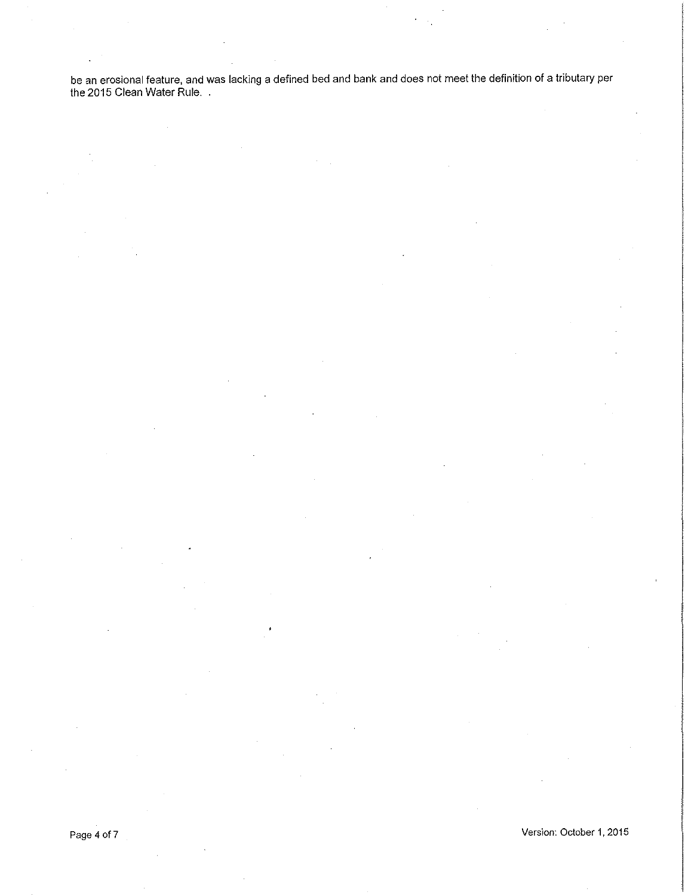be an erosional feature, and was lacking a defined bed and bank and does not meet the definition of a tributary per the 2015 Clean Water Rule. .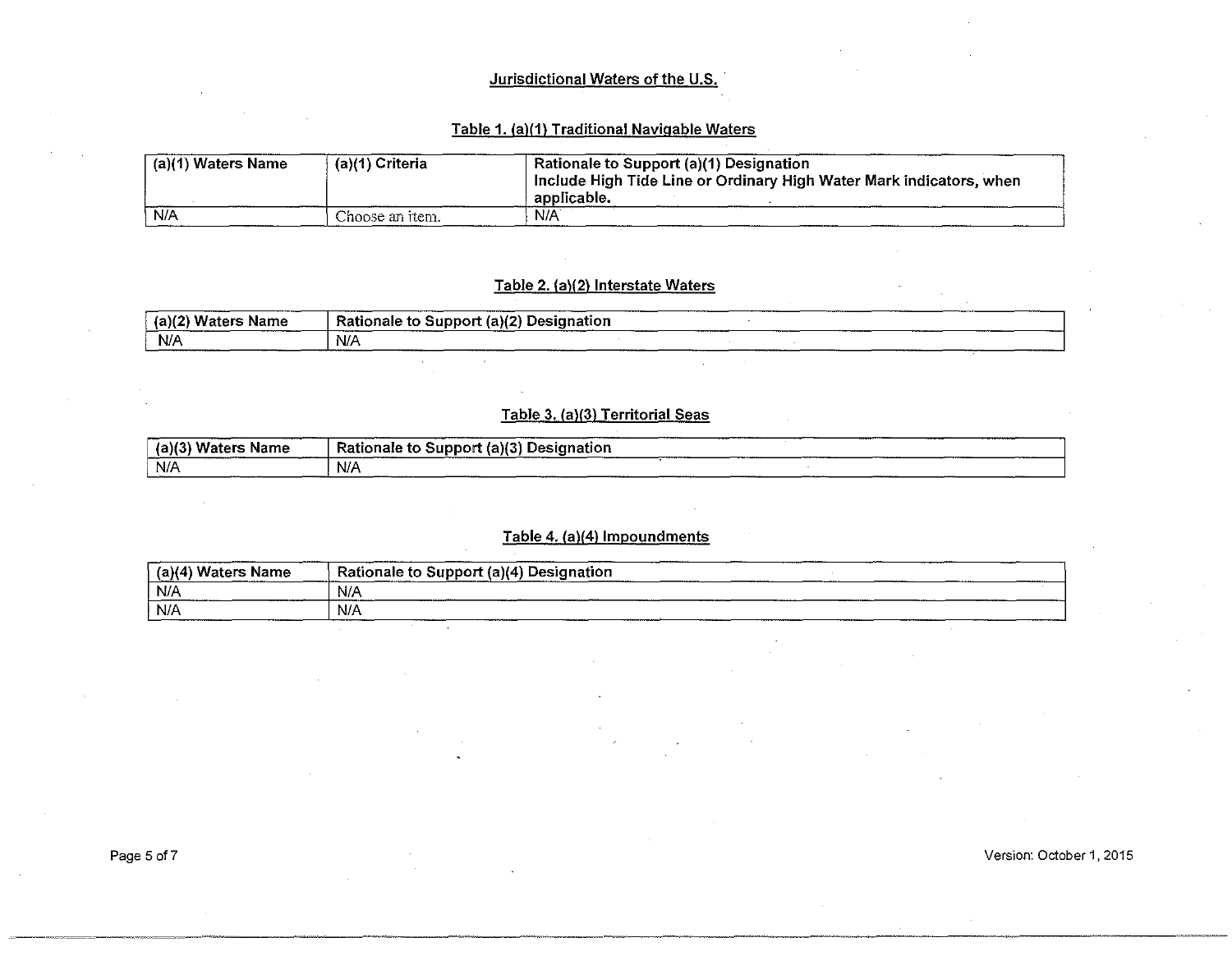## Jurisdictional Waters of the U.S.

### Table 1. (a)(1) Traditional Navigable Waters

| (a)(1) Waters Name | (a)(1) Criteria | Rationale to Support (a)(1) Designation Include High Tide Line or Ordinary High Water Mark indicators, when applicable. |
|---|---|---|
| N/A | Choose an item. | N/A |

### Table 2. (a)(2) Interstate Waters

| (a)(2) Waters Name | Rationale to Support (a)(2) Designation |
|---|---|
| N/A | N/A |

### Table 3. (a)(3) Territorial Seas

| (a)(3) Waters Name | Rationale to Support (a)(3) Designation |
|---|---|
| N/A | N/A |

### Table 4. (a)(4) Impoundments

| (a)(4) Waters Name | Rationale to Support (a)(4) Designation |
|---|---|
| N/A | N/A |
| N/A | N/A |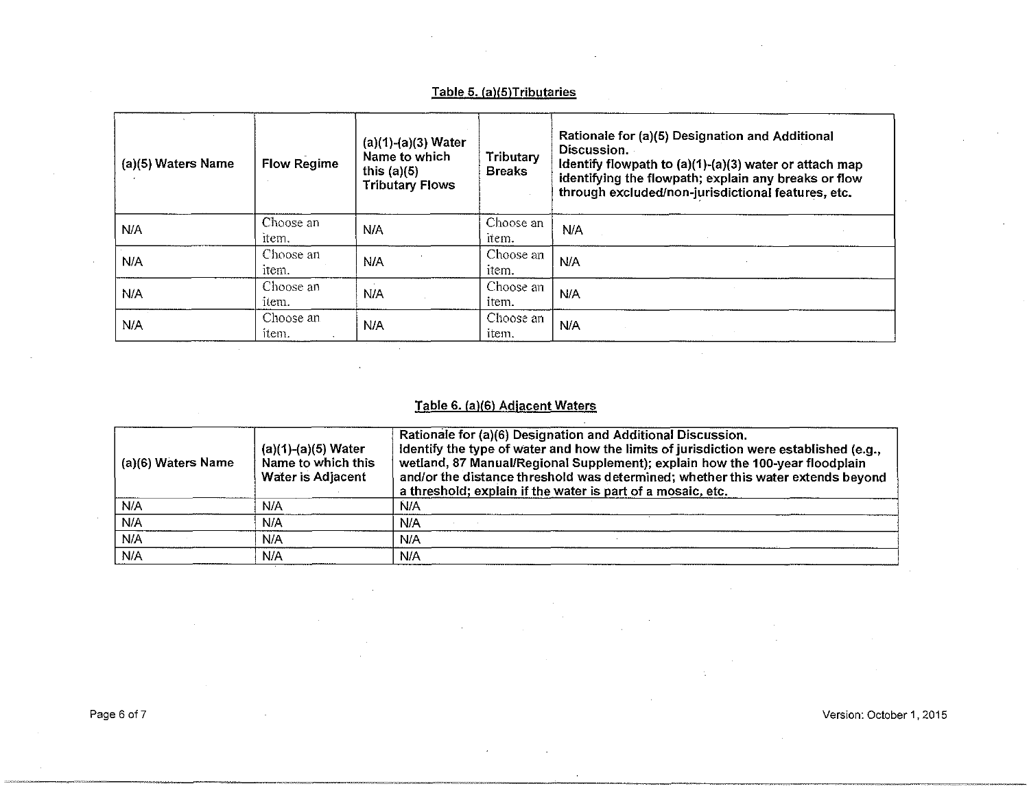**Table 5. (a)(5)Tributaries**

| (a)(5) Waters Name | Flow Regime | (a)(1)-(a)(3) Water Name to which this (a)(5) Tributary Flows | Tributary Breaks | Rationale for (a)(5) Designation and Additional Discussion. Identify flowpath to (a)(1)-(a)(3) water or attach map identifying the flowpath; explain any breaks or flow through excluded/non-jurisdictional features, etc. |
|---|---|---|---|---|
| N/A | Choose an item. | N/A | Choose an item. | N/A |
| N/A | Choose an item. | N/A | Choose an item. | N/A |
| N/A | Choose an item. | N/A | Choose an item. | N/A |
| N/A | Choose an item. | N/A | Choose an item. | N/A |

**Table 6. (a)(6) Adjacent Waters**

| (a)(6) Waters Name | (a)(1)-(a)(5) Water Name to which this Water is Adjacent | Rationale for (a)(6) Designation and Additional Discussion. Identify the type of water and how the limits of jurisdiction were established (e.g., wetland, 87 Manual/Regional Supplement); explain how the 100-year floodplain and/or the distance threshold was determined; whether this water extends beyond a threshold; explain if the water is part of a mosaic, etc. |
|---|---|---|
| N/A | N/A | N/A |
| N/A | N/A | N/A |
| N/A | N/A | N/A |
| N/A | N/A | N/A |

Version: October 1, 2015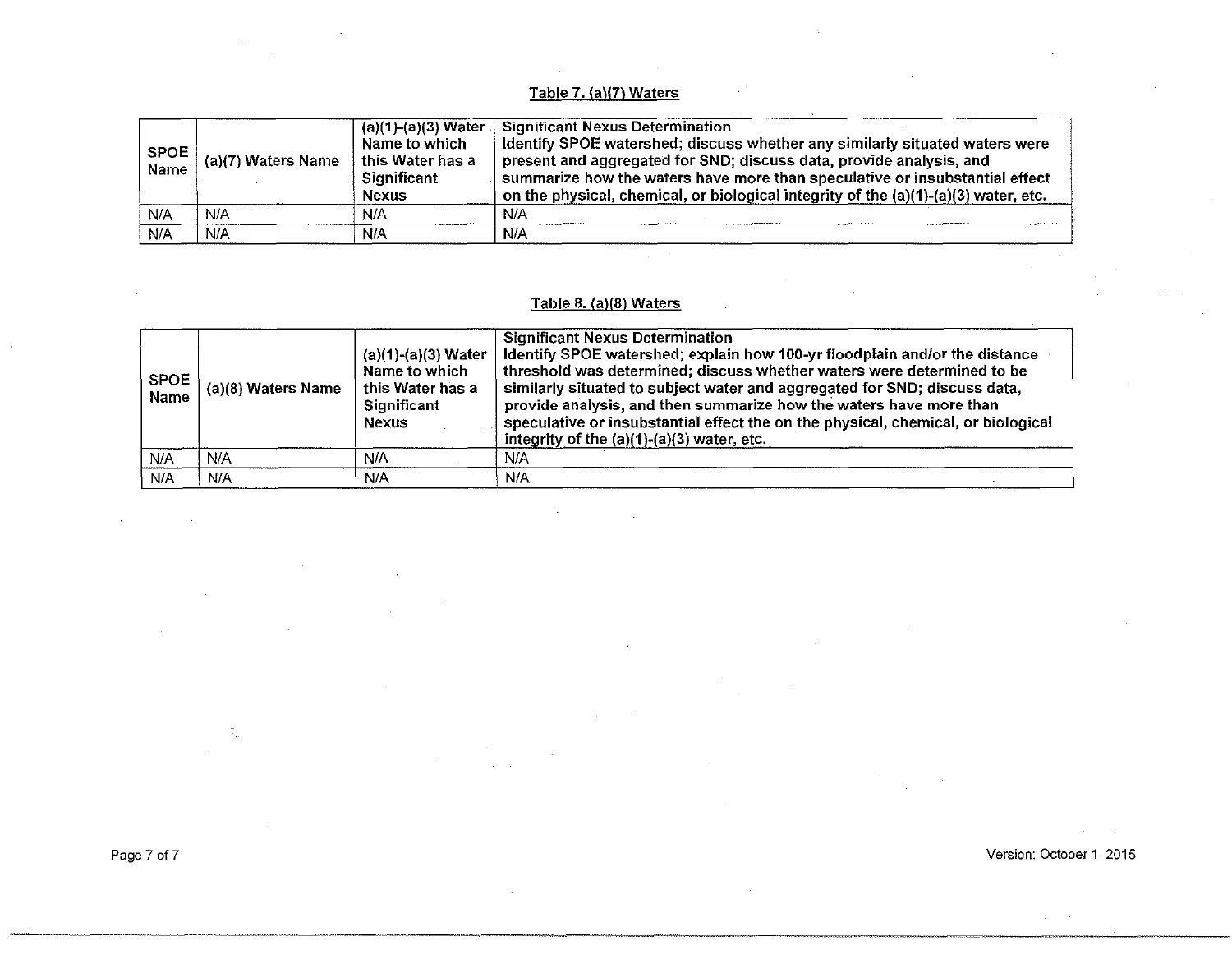Table 7. (a)(7) Waters

| SPOE Name | (a)(7) Waters Name | (a)(1)-(a)(3) Water Name to which this Water has a Significant Nexus | Significant Nexus Determination Identify SPOE watershed; discuss whether any similarly situated waters were present and aggregated for SND; discuss data, provide analysis, and summarize how the waters have more than speculative or insubstantial effect on the physical, chemical, or biological integrity of the (a)(1)-(a)(3) water, etc. |
|---|---|---|---|
| N/A | N/A | N/A | N/A |
| N/A | N/A | N/A | N/A |

Table 8. (a)(8) Waters

| SPOE Name | (a)(8) Waters Name | (a)(1)-(a)(3) Water Name to which this Water has a Significant Nexus | Significant Nexus Determination Identify SPOE watershed; explain how 100-yr floodplain and/or the distance threshold was determined; discuss whether waters were determined to be similarly situated to subject water and aggregated for SND; discuss data, provide analysis, and then summarize how the waters have more than speculative or insubstantial effect the on the physical, chemical, or biological integrity of the (a)(1)-(a)(3) water, etc. |
|---|---|---|---|
| N/A | N/A | N/A | N/A |
| N/A | N/A | N/A | N/A |

Version: October 1, 2015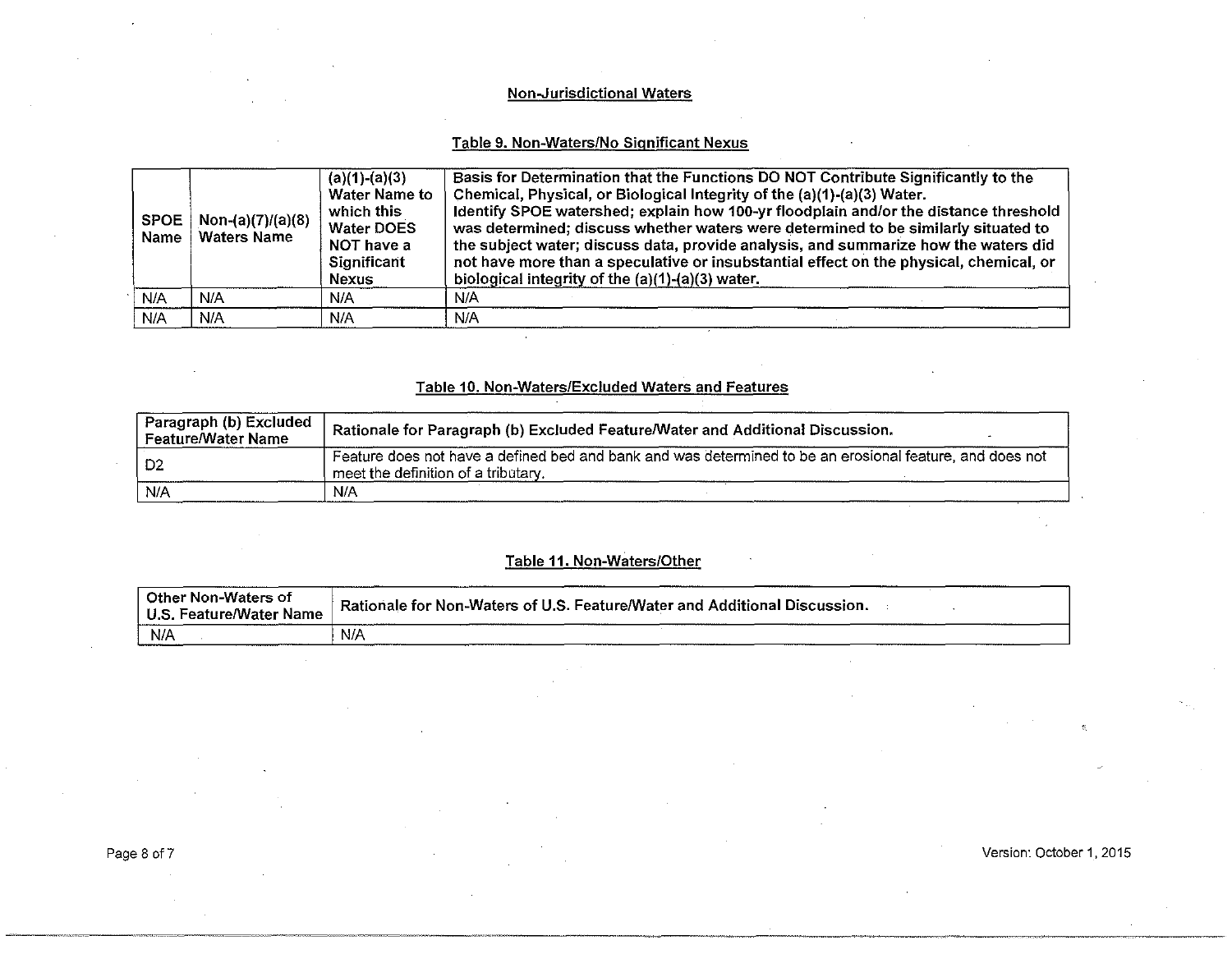## Non-Jurisdictional Waters

### Table 9. Non-Waters/No Significant Nexus

| SPOE Name | Non-(a)(7)/(a)(8) Waters Name | (a)(1)-(a)(3) Water Name to which this Water DOES NOT have a Significant Nexus | Basis for Determination that the Functions DO NOT Contribute Significantly to the Chemical, Physical, or Biological Integrity of the (a)(1)-(a)(3) Water. Identify SPOE watershed; explain how 100-yr floodplain and/or the distance threshold was determined; discuss whether waters were determined to be similarly situated to the subject water; discuss data, provide analysis, and summarize how the waters did not have more than a speculative or insubstantial effect on the physical, chemical, or biological integrity of the (a)(1)-(a)(3) water. |
| --- | --- | --- | --- |
| N/A | N/A | N/A | N/A |
| N/A | N/A | N/A | N/A |

### Table 10. Non-Waters/Excluded Waters and Features

| Paragraph (b) Excluded Feature/Water Name | Rationale for Paragraph (b) Excluded Feature/Water and Additional Discussion. |
| --- | --- |
| D2 | Feature does not have a defined bed and bank and was determined to be an erosional feature, and does not meet the definition of a tributary. |
| N/A | N/A |

### Table 11. Non-Waters/Other

| Other Non-Waters of U.S. Feature/Water Name | Rationale for Non-Waters of U.S. Feature/Water and Additional Discussion. |
| --- | --- |
| N/A | N/A |